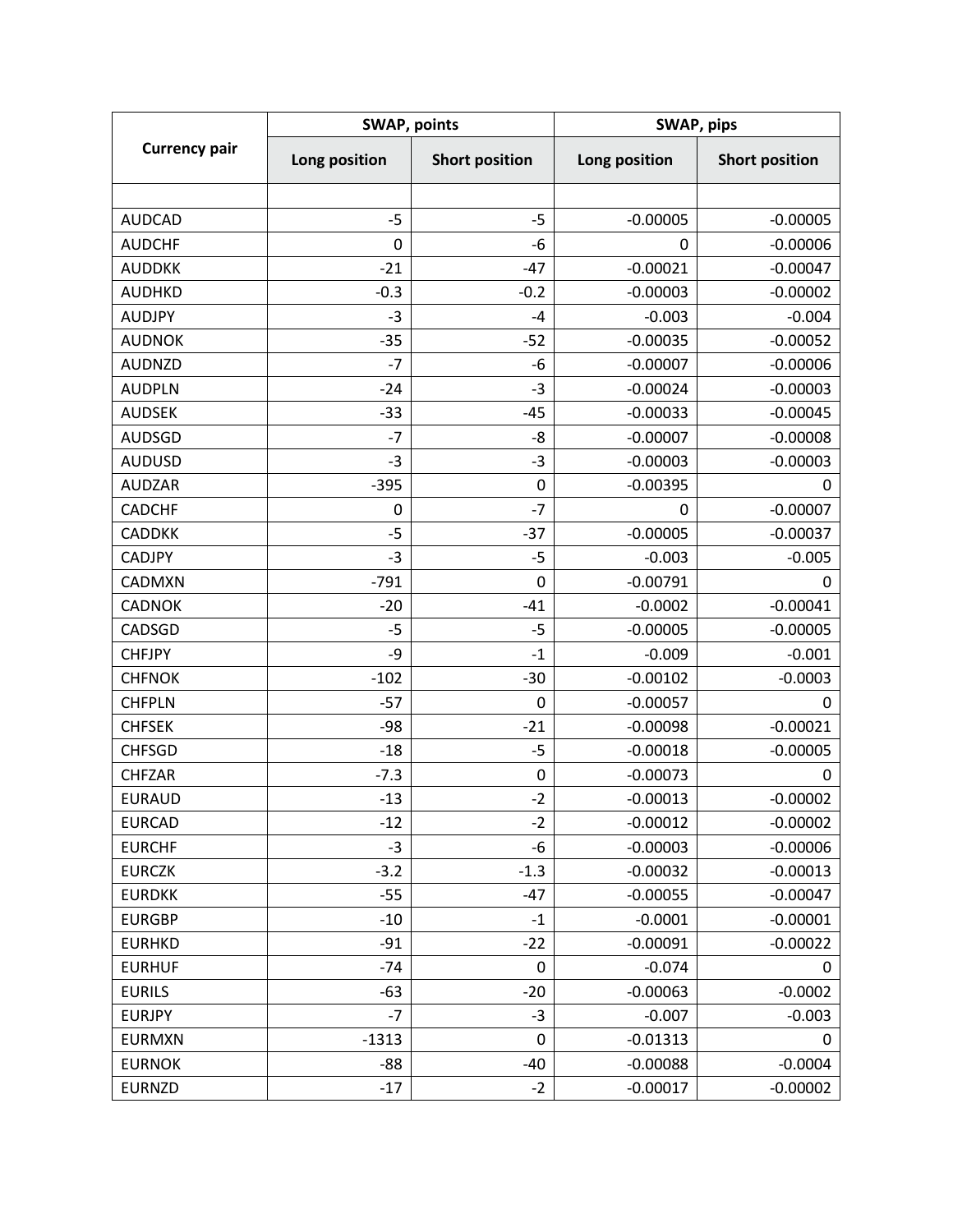| Currency pair | SWAP, points | | SWAP, pips | |
|---|---|---|---|---|
| | Long position | Short position | Long position | Short position |
| | | | | |
| AUDCAD | -5 | -5 | -0.00005 | -0.00005 |
| AUDCHF | 0 | -6 | 0 | -0.00006 |
| AUDDKK | -21 | -47 | -0.00021 | -0.00047 |
| AUDHKD | -0.3 | -0.2 | -0.00003 | -0.00002 |
| AUDJPY | -3 | -4 | -0.003 | -0.004 |
| AUDNOK | -35 | -52 | -0.00035 | -0.00052 |
| AUDNZD | -7 | -6 | -0.00007 | -0.00006 |
| AUDPLN | -24 | -3 | -0.00024 | -0.00003 |
| AUDSEK | -33 | -45 | -0.00033 | -0.00045 |
| AUDSGD | -7 | -8 | -0.00007 | -0.00008 |
| AUDUSD | -3 | -3 | -0.00003 | -0.00003 |
| AUDZAR | -395 | 0 | -0.00395 | 0 |
| CADCHF | 0 | -7 | 0 | -0.00007 |
| CADDKK | -5 | -37 | -0.00005 | -0.00037 |
| CADJPY | -3 | -5 | -0.003 | -0.005 |
| CADMXN | -791 | 0 | -0.00791 | 0 |
| CADNOK | -20 | -41 | -0.0002 | -0.00041 |
| CADSGD | -5 | -5 | -0.00005 | -0.00005 |
| CHFJPY | -9 | -1 | -0.009 | -0.001 |
| CHFNOK | -102 | -30 | -0.00102 | -0.0003 |
| CHFPLN | -57 | 0 | -0.00057 | 0 |
| CHFSEK | -98 | -21 | -0.00098 | -0.00021 |
| CHFSGD | -18 | -5 | -0.00018 | -0.00005 |
| CHFZAR | -7.3 | 0 | -0.00073 | 0 |
| EURAUD | -13 | -2 | -0.00013 | -0.00002 |
| EURCAD | -12 | -2 | -0.00012 | -0.00002 |
| EURCHF | -3 | -6 | -0.00003 | -0.00006 |
| EURCZK | -3.2 | -1.3 | -0.00032 | -0.00013 |
| EURDKK | -55 | -47 | -0.00055 | -0.00047 |
| EURGBP | -10 | -1 | -0.0001 | -0.00001 |
| EURHKD | -91 | -22 | -0.00091 | -0.00022 |
| EURHUF | -74 | 0 | -0.074 | 0 |
| EURILS | -63 | -20 | -0.00063 | -0.0002 |
| EURJPY | -7 | -3 | -0.007 | -0.003 |
| EURMXN | -1313 | 0 | -0.01313 | 0 |
| EURNOK | -88 | -40 | -0.00088 | -0.0004 |
| EURNZD | -17 | -2 | -0.00017 | -0.00002 |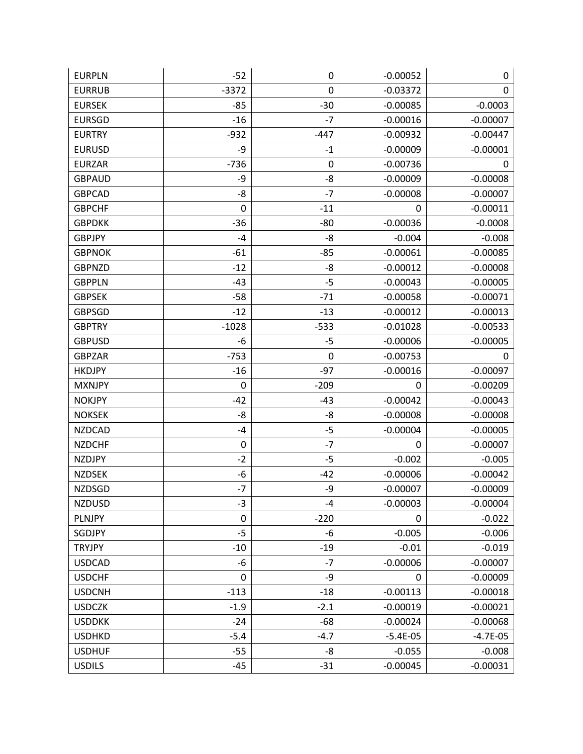| EURPLN | -52 | 0 | -0.00052 | 0 |
|---|---|---|---|---|
| EURRUB | -3372 | 0 | -0.03372 | 0 |
| EURSEK | -85 | -30 | -0.00085 | -0.0003 |
| EURSGD | -16 | -7 | -0.00016 | -0.00007 |
| EURTRY | -932 | -447 | -0.00932 | -0.00447 |
| EURUSD | -9 | -1 | -0.00009 | -0.00001 |
| EURZAR | -736 | 0 | -0.00736 | 0 |
| GBPAUD | -9 | -8 | -0.00009 | -0.00008 |
| GBPCAD | -8 | -7 | -0.00008 | -0.00007 |
| GBPCHF | 0 | -11 | 0 | -0.00011 |
| GBPDKK | -36 | -80 | -0.00036 | -0.0008 |
| GBPJPY | -4 | -8 | -0.004 | -0.008 |
| GBPNOK | -61 | -85 | -0.00061 | -0.00085 |
| GBPNZD | -12 | -8 | -0.00012 | -0.00008 |
| GBPPLN | -43 | -5 | -0.00043 | -0.00005 |
| GBPSEK | -58 | -71 | -0.00058 | -0.00071 |
| GBPSGD | -12 | -13 | -0.00012 | -0.00013 |
| GBPTRY | -1028 | -533 | -0.01028 | -0.00533 |
| GBPUSD | -6 | -5 | -0.00006 | -0.00005 |
| GBPZAR | -753 | 0 | -0.00753 | 0 |
| HKDJPY | -16 | -97 | -0.00016 | -0.00097 |
| MXNJPY | 0 | -209 | 0 | -0.00209 |
| NOKJPY | -42 | -43 | -0.00042 | -0.00043 |
| NOKSEK | -8 | -8 | -0.00008 | -0.00008 |
| NZDCAD | -4 | -5 | -0.00004 | -0.00005 |
| NZDCHF | 0 | -7 | 0 | -0.00007 |
| NZDJPY | -2 | -5 | -0.002 | -0.005 |
| NZDSEK | -6 | -42 | -0.00006 | -0.00042 |
| NZDSGD | -7 | -9 | -0.00007 | -0.00009 |
| NZDUSD | -3 | -4 | -0.00003 | -0.00004 |
| PLNJPY | 0 | -220 | 0 | -0.022 |
| SGDJPY | -5 | -6 | -0.005 | -0.006 |
| TRYJPY | -10 | -19 | -0.01 | -0.019 |
| USDCAD | -6 | -7 | -0.00006 | -0.00007 |
| USDCHF | 0 | -9 | 0 | -0.00009 |
| USDCNH | -113 | -18 | -0.00113 | -0.00018 |
| USDCZK | -1.9 | -2.1 | -0.00019 | -0.00021 |
| USDDKK | -24 | -68 | -0.00024 | -0.00068 |
| USDHKD | -5.4 | -4.7 | -5.4E-05 | -4.7E-05 |
| USDHUF | -55 | -8 | -0.055 | -0.008 |
| USDILS | -45 | -31 | -0.00045 | -0.00031 |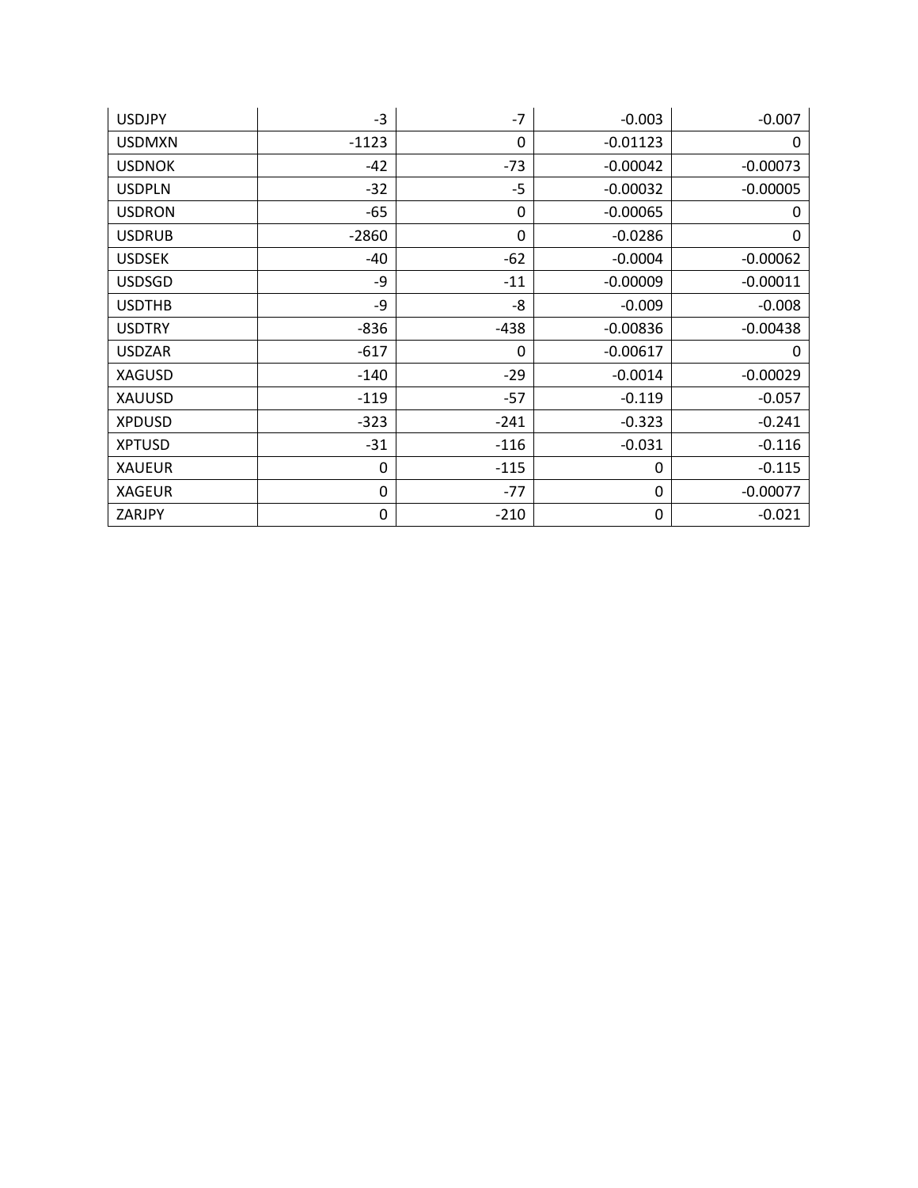| | | | | |
|---|---|---|---|---|
| USDJPY | -3 | -7 | -0.003 | -0.007 |
| USDMXN | -1123 | 0 | -0.01123 | 0 |
| USDNOK | -42 | -73 | -0.00042 | -0.00073 |
| USDPLN | -32 | -5 | -0.00032 | -0.00005 |
| USDRON | -65 | 0 | -0.00065 | 0 |
| USDRUB | -2860 | 0 | -0.0286 | 0 |
| USDSEK | -40 | -62 | -0.0004 | -0.00062 |
| USDSGD | -9 | -11 | -0.00009 | -0.00011 |
| USDTHB | -9 | -8 | -0.009 | -0.008 |
| USDTRY | -836 | -438 | -0.00836 | -0.00438 |
| USDZAR | -617 | 0 | -0.00617 | 0 |
| XAGUSD | -140 | -29 | -0.0014 | -0.00029 |
| XAUUSD | -119 | -57 | -0.119 | -0.057 |
| XPDUSD | -323 | -241 | -0.323 | -0.241 |
| XPTUSD | -31 | -116 | -0.031 | -0.116 |
| XAUEUR | 0 | -115 | 0 | -0.115 |
| XAGEUR | 0 | -77 | 0 | -0.00077 |
| ZARJPY | 0 | -210 | 0 | -0.021 |